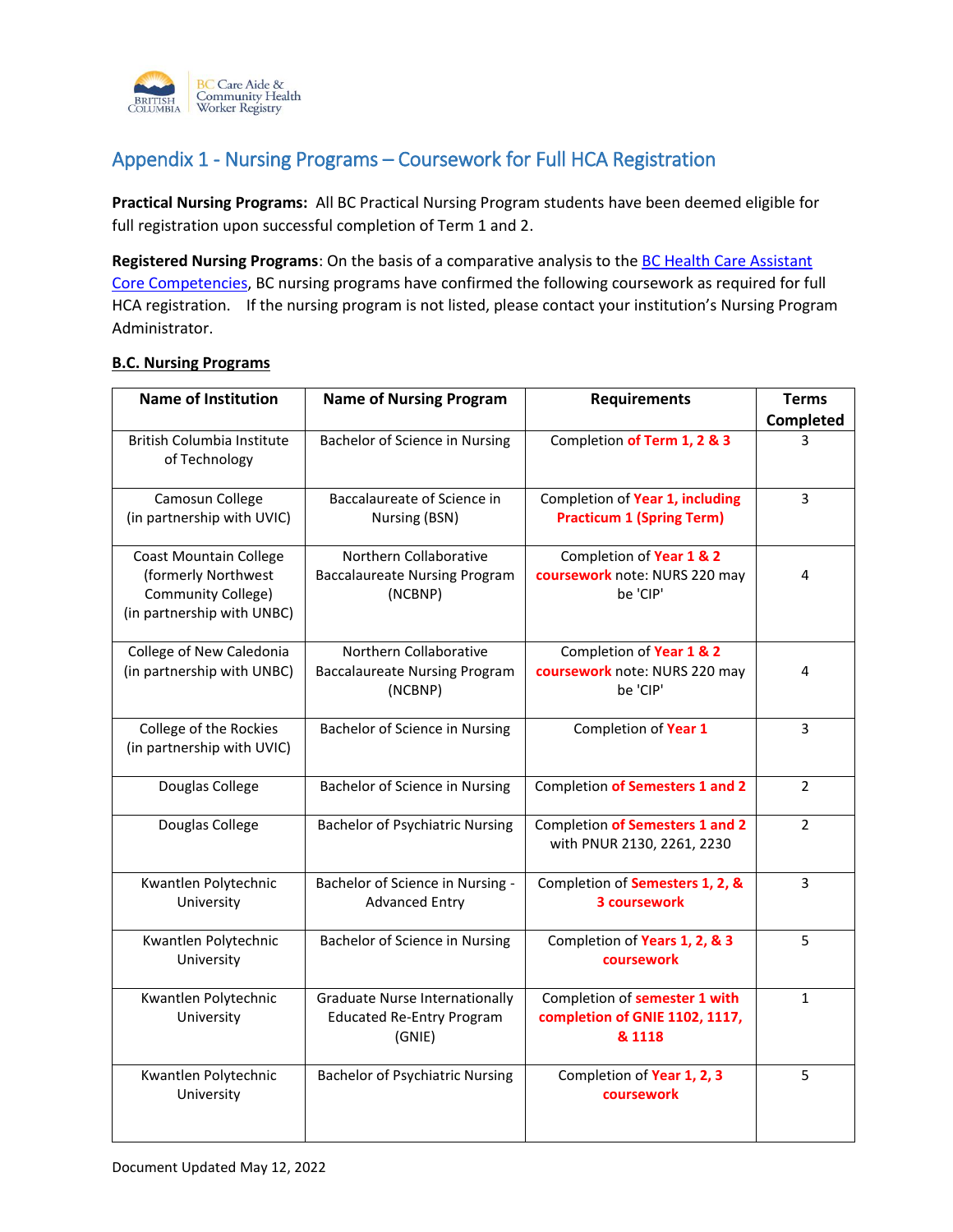# Appendix 1 - Nursing Programs – Coursework for Full HCA Registration

**Practical Nursing Programs:** All BC Practical Nursing Program students have been deemed eligible for full registration upon successful completion of Term 1 and 2.

**Registered Nursing Programs**: On the basis of a comparative analysis to the BC Health Care Assistant Core Competencies, BC nursing programs have confirmed the following coursework as required for full HCA registration. If the nursing program is not listed, please contact your institution's Nursing Program Administrator.

**B.C. Nursing Programs**

| Name of Institution | Name of Nursing Program | Requirements | Terms Completed |
|---|---|---|---|
| British Columbia Institute of Technology | Bachelor of Science in Nursing | Completion **of Term 1, 2 & 3** | 3 |
| Camosun College (in partnership with UVIC) | Baccalaureate of Science in Nursing (BSN) | Completion of **Year 1, including Practicum 1 (Spring Term)** | 3 |
| Coast Mountain College (formerly Northwest Community College) (in partnership with UNBC) | Northern Collaborative Baccalaureate Nursing Program (NCBNP) | Completion of **Year 1 & 2 coursework** note: NURS 220 may be 'CIP' | 4 |
| College of New Caledonia (in partnership with UNBC) | Northern Collaborative Baccalaureate Nursing Program (NCBNP) | Completion of **Year 1 & 2 coursework** note: NURS 220 may be 'CIP' | 4 |
| College of the Rockies (in partnership with UVIC) | Bachelor of Science in Nursing | Completion of **Year 1** | 3 |
| Douglas College | Bachelor of Science in Nursing | Completion **of Semesters 1 and 2** | 2 |
| Douglas College | Bachelor of Psychiatric Nursing | Completion **of Semesters 1 and 2** with PNUR 2130, 2261, 2230 | 2 |
| Kwantlen Polytechnic University | Bachelor of Science in Nursing - Advanced Entry | Completion of **Semesters 1, 2, & 3 coursework** | 3 |
| Kwantlen Polytechnic University | Bachelor of Science in Nursing | Completion of **Years 1, 2, & 3 coursework** | 5 |
| Kwantlen Polytechnic University | Graduate Nurse Internationally Educated Re-Entry Program (GNIE) | Completion of **semester 1 with completion of GNIE 1102, 1117, & 1118** | 1 |
| Kwantlen Polytechnic University | Bachelor of Psychiatric Nursing | Completion of **Year 1, 2, 3 coursework** | 5 |

Document Updated May 12, 2022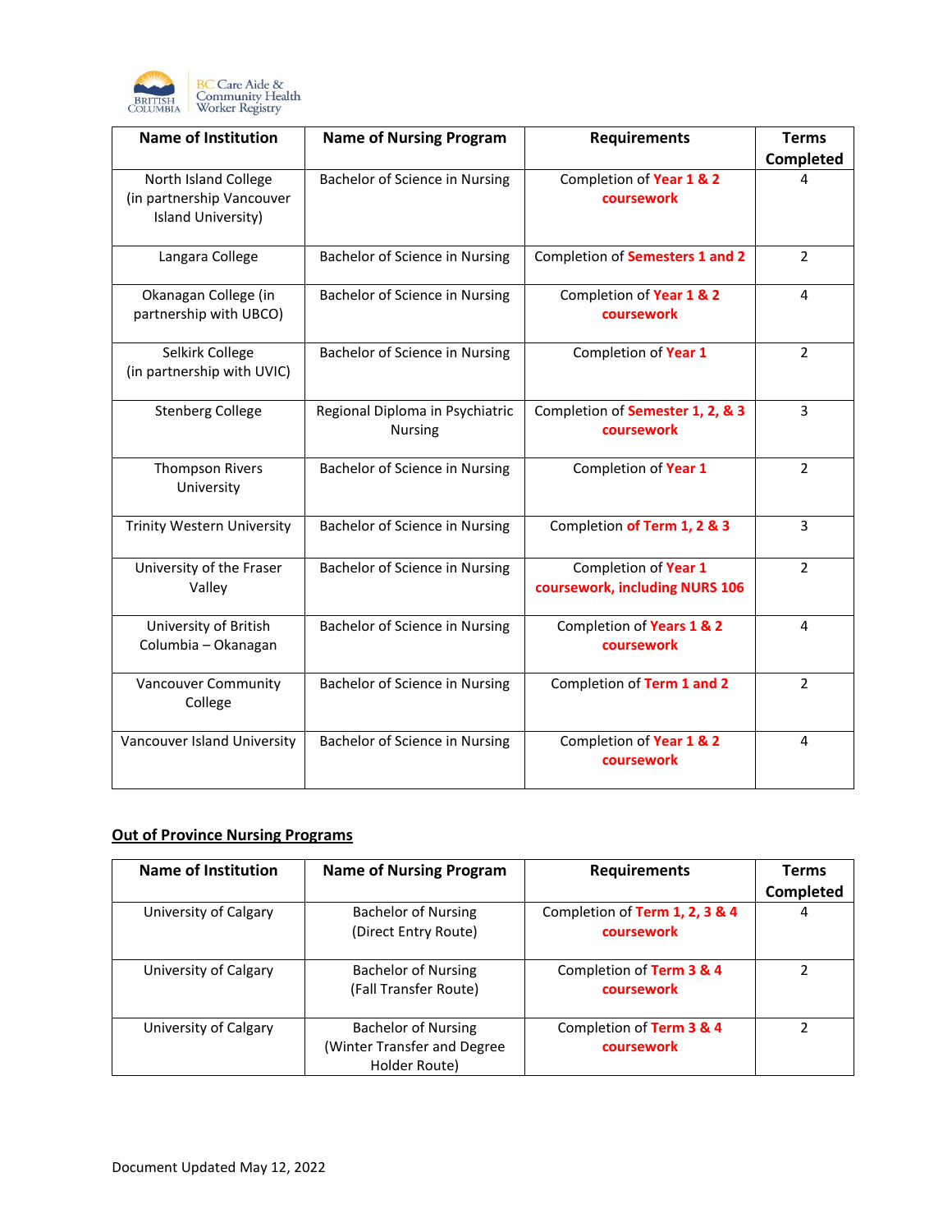| Name of Institution | Name of Nursing Program | Requirements | Terms Completed |
|---|---|---|---|
| North Island College (in partnership Vancouver Island University) | Bachelor of Science in Nursing | Completion of **Year 1 & 2 coursework** | 4 |
| Langara College | Bachelor of Science in Nursing | Completion of **Semesters 1 and 2** | 2 |
| Okanagan College (in partnership with UBCO) | Bachelor of Science in Nursing | Completion of **Year 1 & 2 coursework** | 4 |
| Selkirk College (in partnership with UVIC) | Bachelor of Science in Nursing | Completion of **Year 1** | 2 |
| Stenberg College | Regional Diploma in Psychiatric Nursing | Completion of **Semester 1, 2, & 3 coursework** | 3 |
| Thompson Rivers University | Bachelor of Science in Nursing | Completion of **Year 1** | 2 |
| Trinity Western University | Bachelor of Science in Nursing | Completion **of Term 1, 2 & 3** | 3 |
| University of the Fraser Valley | Bachelor of Science in Nursing | Completion of **Year 1 coursework, including NURS 106** | 2 |
| University of British Columbia – Okanagan | Bachelor of Science in Nursing | Completion of **Years 1 & 2 coursework** | 4 |
| Vancouver Community College | Bachelor of Science in Nursing | Completion of **Term 1 and 2** | 2 |
| Vancouver Island University | Bachelor of Science in Nursing | Completion of **Year 1 & 2 coursework** | 4 |

**Out of Province Nursing Programs**

| Name of Institution | Name of Nursing Program | Requirements | Terms Completed |
|---|---|---|---|
| University of Calgary | Bachelor of Nursing (Direct Entry Route) | Completion of **Term 1, 2, 3 & 4 coursework** | 4 |
| University of Calgary | Bachelor of Nursing (Fall Transfer Route) | Completion of **Term 3 & 4 coursework** | 2 |
| University of Calgary | Bachelor of Nursing (Winter Transfer and Degree Holder Route) | Completion of **Term 3 & 4 coursework** | 2 |

Document Updated May 12, 2022